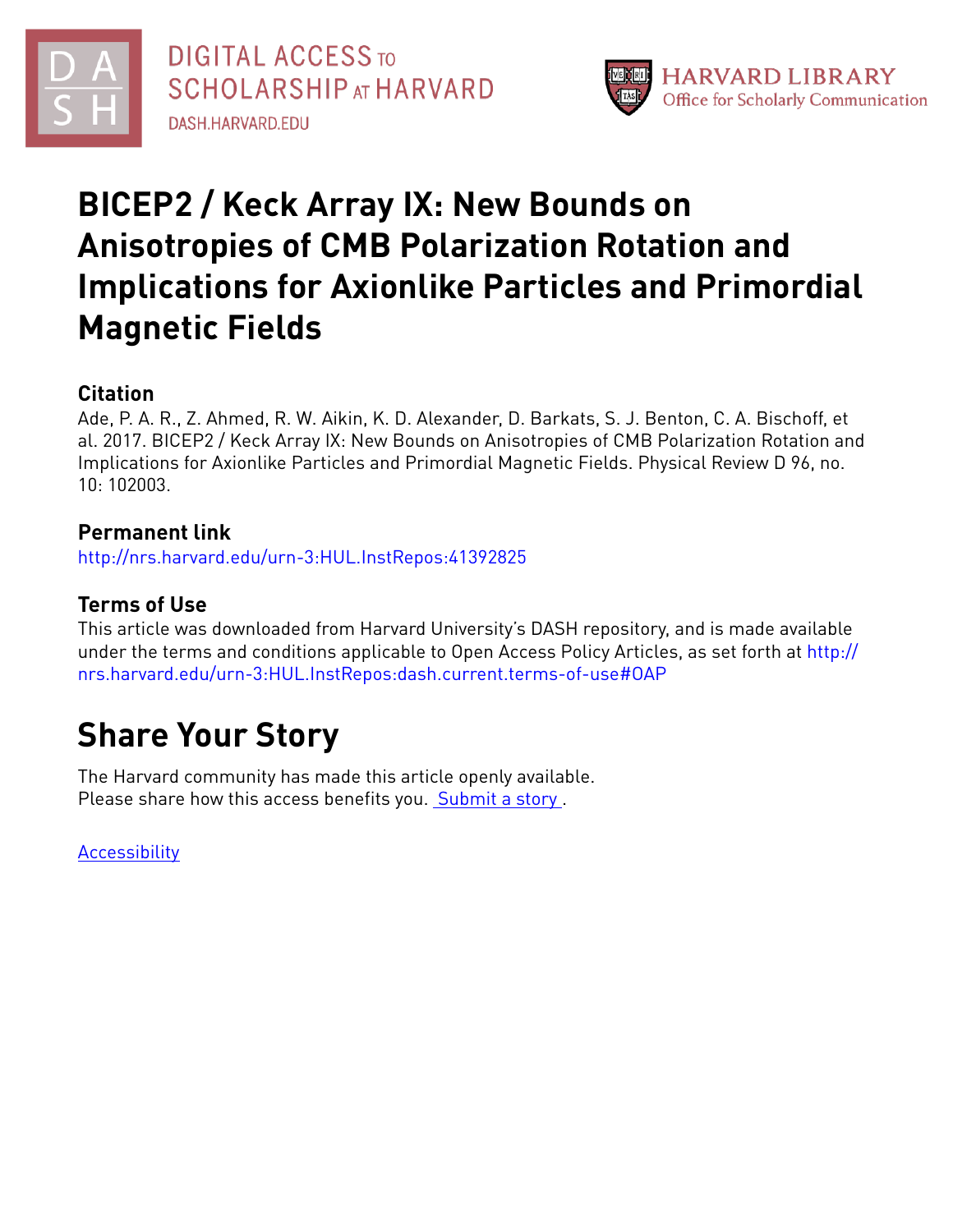DIGITAL ACCESS TO SCHOLARSHIP AT HARVARD
DASH.HARVARD.EDU

HARVARD LIBRARY
Office for Scholarly Communication

# BICEP2 / Keck Array IX: New Bounds on Anisotropies of CMB Polarization Rotation and Implications for Axionlike Particles and Primordial Magnetic Fields

## Citation

Ade, P. A. R., Z. Ahmed, R. W. Aikin, K. D. Alexander, D. Barkats, S. J. Benton, C. A. Bischoff, et al. 2017. BICEP2 / Keck Array IX: New Bounds on Anisotropies of CMB Polarization Rotation and Implications for Axionlike Particles and Primordial Magnetic Fields. Physical Review D 96, no. 10: 102003.

## Permanent link

http://nrs.harvard.edu/urn-3:HUL.InstRepos:41392825

## Terms of Use

This article was downloaded from Harvard University's DASH repository, and is made available under the terms and conditions applicable to Open Access Policy Articles, as set forth at http://nrs.harvard.edu/urn-3:HUL.InstRepos:dash.current.terms-of-use#OAP

# Share Your Story

The Harvard community has made this article openly available.
Please share how this access benefits you. Submit a story .

Accessibility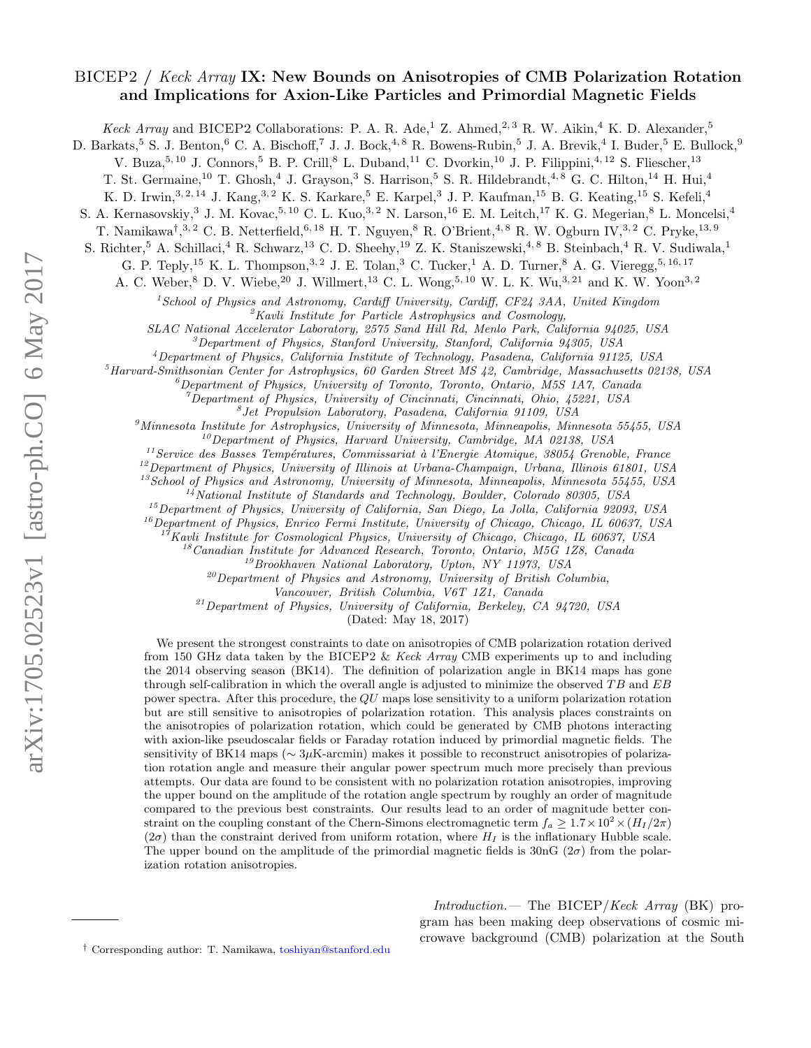# BICEP2 / *Keck Array* IX: New Bounds on Anisotropies of CMB Polarization Rotation and Implications for Axion-Like Particles and Primordial Magnetic Fields

*Keck Array* and BICEP2 Collaborations: P. A. R. Ade,[1] Z. Ahmed,[2,3] R. W. Aikin,[4] K. D. Alexander,[5] D. Barkats,[5] S. J. Benton,[6] C. A. Bischoff,[7] J. J. Bock,[4,8] R. Bowens-Rubin,[5] J. A. Brevik,[4] I. Buder,[5] E. Bullock,[9] V. Buza,[5,10] J. Connors,[5] B. P. Crill,[8] L. Duband,[11] C. Dvorkin,[10] J. P. Filippini,[4,12] S. Fliescher,[13] T. St. Germaine,[10] T. Ghosh,[4] J. Grayson,[3] S. Harrison,[5] S. R. Hildebrandt,[4,8] G. C. Hilton,[14] H. Hui,[4] K. D. Irwin,[3,2,14] J. Kang,[3,2] K. S. Karkare,[5] E. Karpel,[3] J. P. Kaufman,[15] B. G. Keating,[15] S. Kefeli,[4] S. A. Kernasovskiy,[3] J. M. Kovac,[5,10] C. L. Kuo,[3,2] N. Larson,[16] E. M. Leitch,[17] K. G. Megerian,[8] L. Moncelsi,[4] T. Namikawa†,[3,2] C. B. Netterfield,[6,18] H. T. Nguyen,[8] R. O'Brient,[4,8] R. W. Ogburn IV,[3,2] C. Pryke,[13,9] S. Richter,[5] A. Schillaci,[4] R. Schwarz,[13] C. D. Sheehy,[19] Z. K. Staniszewski,[4,8] B. Steinbach,[4] R. V. Sudiwala,[1] G. P. Teply,[15] K. L. Thompson,[3,2] J. E. Tolan,[3] C. Tucker,[1] A. D. Turner,[8] A. G. Vieregg,[5,16,17] A. C. Weber,[8] D. V. Wiebe,[20] J. Willmert,[13] C. L. Wong,[5,10] W. L. K. Wu,[3,21] and K. W. Yoon[3,2]

[1]*School of Physics and Astronomy, Cardiff University, Cardiff, CF24 3AA, United Kingdom*
[2]*Kavli Institute for Particle Astrophysics and Cosmology, SLAC National Accelerator Laboratory, 2575 Sand Hill Rd, Menlo Park, California 94025, USA*
[3]*Department of Physics, Stanford University, Stanford, California 94305, USA*
[4]*Department of Physics, California Institute of Technology, Pasadena, California 91125, USA*
[5]*Harvard-Smithsonian Center for Astrophysics, 60 Garden Street MS 42, Cambridge, Massachusetts 02138, USA*
[6]*Department of Physics, University of Toronto, Toronto, Ontario, M5S 1A7, Canada*
[7]*Department of Physics, University of Cincinnati, Cincinnati, Ohio, 45221, USA*
[8]*Jet Propulsion Laboratory, Pasadena, California 91109, USA*
[9]*Minnesota Institute for Astrophysics, University of Minnesota, Minneapolis, Minnesota 55455, USA*
[10]*Department of Physics, Harvard University, Cambridge, MA 02138, USA*
[11]*Service des Basses Températures, Commissariat à l'Energie Atomique, 38054 Grenoble, France*
[12]*Department of Physics, University of Illinois at Urbana-Champaign, Urbana, Illinois 61801, USA*
[13]*School of Physics and Astronomy, University of Minnesota, Minneapolis, Minnesota 55455, USA*
[14]*National Institute of Standards and Technology, Boulder, Colorado 80305, USA*
[15]*Department of Physics, University of California, San Diego, La Jolla, California 92093, USA*
[16]*Department of Physics, Enrico Fermi Institute, University of Chicago, Chicago, IL 60637, USA*
[17]*Kavli Institute for Cosmological Physics, University of Chicago, Chicago, IL 60637, USA*
[18]*Canadian Institute for Advanced Research, Toronto, Ontario, M5G 1Z8, Canada*
[19]*Brookhaven National Laboratory, Upton, NY 11973, USA*
[20]*Department of Physics and Astronomy, University of British Columbia, Vancouver, British Columbia, V6T 1Z1, Canada*
[21]*Department of Physics, University of California, Berkeley, CA 94720, USA*

(Dated: May 18, 2017)

We present the strongest constraints to date on anisotropies of CMB polarization rotation derived from 150 GHz data taken by the BICEP2 & *Keck Array* CMB experiments up to and including the 2014 observing season (BK14). The definition of polarization angle in BK14 maps has gone through self-calibration in which the overall angle is adjusted to minimize the observed $TB$ and $EB$ power spectra. After this procedure, the $QU$ maps lose sensitivity to a uniform polarization rotation but are still sensitive to anisotropies of polarization rotation. This analysis places constraints on the anisotropies of polarization rotation, which could be generated by CMB photons interacting with axion-like pseudoscalar fields or Faraday rotation induced by primordial magnetic fields. The sensitivity of BK14 maps ($\sim 3\mu$K-arcmin) makes it possible to reconstruct anisotropies of polarization rotation angle and measure their angular power spectrum much more precisely than previous attempts. Our data are found to be consistent with no polarization rotation anisotropies, improving the upper bound on the amplitude of the rotation angle spectrum by roughly an order of magnitude compared to the previous best constraints. Our results lead to an order of magnitude better constraint on the coupling constant of the Chern-Simons electromagnetic term $f_a \geq 1.7\times 10^2 \times (H_I/2\pi)$ ($2\sigma$) than the constraint derived from uniform rotation, where $H_I$ is the inflationary Hubble scale. The upper bound on the amplitude of the primordial magnetic fields is 30nG ($2\sigma$) from the polarization rotation anisotropies.

*Introduction.*— The BICEP/*Keck Array* (BK) program has been making deep observations of cosmic microwave background (CMB) polarization at the South

† Corresponding author: T. Namikawa, toshiyan@stanford.edu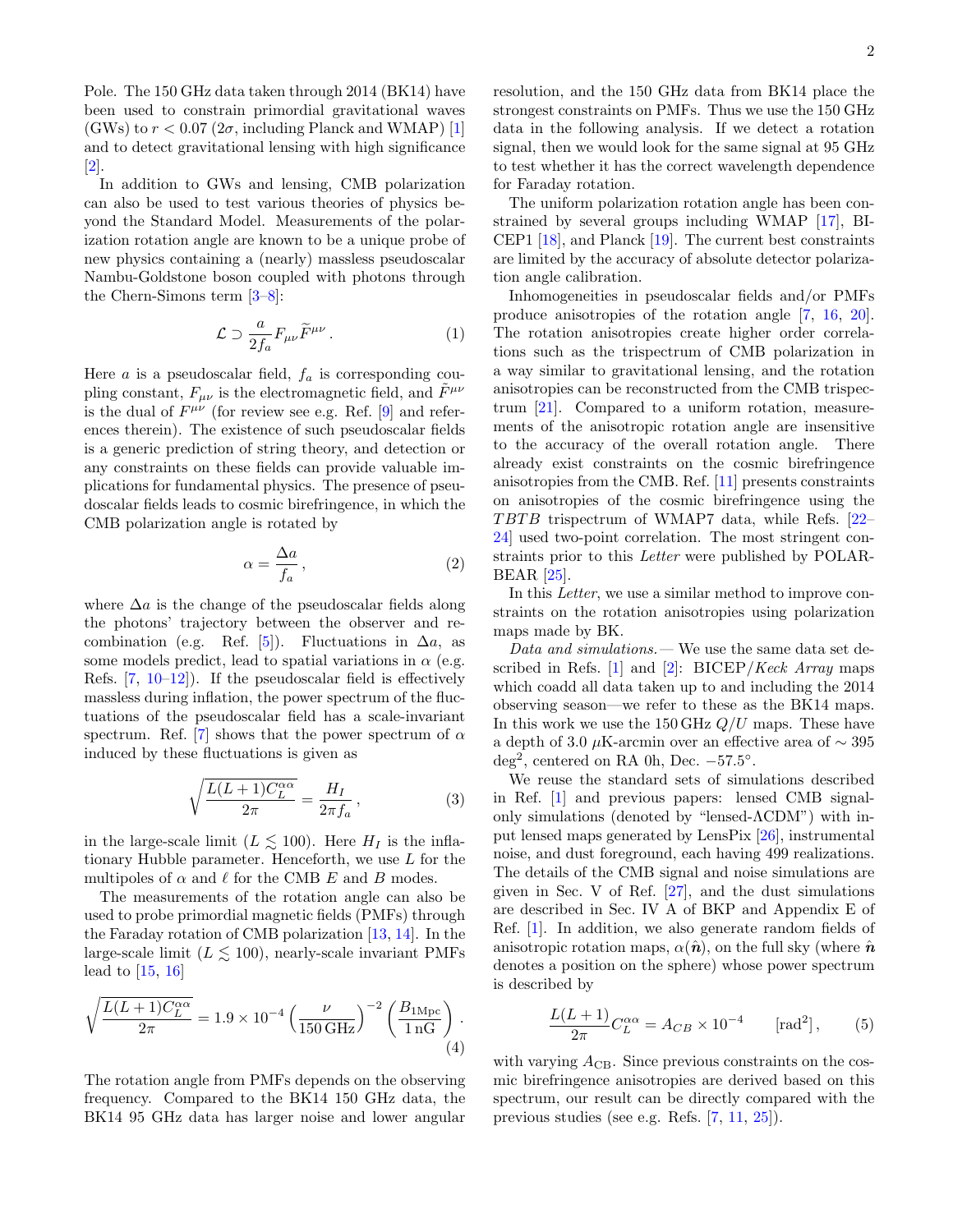Pole. The 150 GHz data taken through 2014 (BK14) have been used to constrain primordial gravitational waves (GWs) to $r < 0.07$ ($2\sigma$, including Planck and WMAP) [1] and to detect gravitational lensing with high significance [2].

In addition to GWs and lensing, CMB polarization can also be used to test various theories of physics beyond the Standard Model. Measurements of the polarization rotation angle are known to be a unique probe of new physics containing a (nearly) massless pseudoscalar Nambu-Goldstone boson coupled with photons through the Chern-Simons term [3–8]:

$$\mathcal{L} \supset \frac{a}{2f_a} F_{\mu\nu}\widetilde{F}^{\mu\nu} \,. \tag{1}$$

Here $a$ is a pseudoscalar field, $f_a$ is corresponding coupling constant, $F_{\mu\nu}$ is the electromagnetic field, and $\tilde{F}^{\mu\nu}$ is the dual of $F^{\mu\nu}$ (for review see e.g. Ref. [9] and references therein). The existence of such pseudoscalar fields is a generic prediction of string theory, and detection or any constraints on these fields can provide valuable implications for fundamental physics. The presence of pseudoscalar fields leads to cosmic birefringence, in which the CMB polarization angle is rotated by

$$\alpha = \frac{\Delta a}{f_a} \,, \tag{2}$$

where $\Delta a$ is the change of the pseudoscalar fields along the photons' trajectory between the observer and recombination (e.g. Ref. [5]). Fluctuations in $\Delta a$, as some models predict, lead to spatial variations in $\alpha$ (e.g. Refs. [7, 10–12]). If the pseudoscalar field is effectively massless during inflation, the power spectrum of the fluctuations of the pseudoscalar field has a scale-invariant spectrum. Ref. [7] shows that the power spectrum of $\alpha$ induced by these fluctuations is given as

$$\sqrt{\frac{L(L+1)C_L^{\alpha\alpha}}{2\pi}} = \frac{H_I}{2\pi f_a} \,, \tag{3}$$

in the large-scale limit ($L \lesssim 100$). Here $H_I$ is the inflationary Hubble parameter. Henceforth, we use $L$ for the multipoles of $\alpha$ and $\ell$ for the CMB $E$ and $B$ modes.

The measurements of the rotation angle can also be used to probe primordial magnetic fields (PMFs) through the Faraday rotation of CMB polarization [13, 14]. In the large-scale limit ($L \lesssim 100$), nearly-scale invariant PMFs lead to [15, 16]

$$\sqrt{\frac{L(L+1)C_L^{\alpha\alpha}}{2\pi}} = 1.9 \times 10^{-4} \left(\frac{\nu}{150\,\mathrm{GHz}}\right)^{-2} \left(\frac{B_{1\mathrm{Mpc}}}{1\,\mathrm{nG}}\right) . \tag{4}$$

The rotation angle from PMFs depends on the observing frequency. Compared to the BK14 150 GHz data, the BK14 95 GHz data has larger noise and lower angular resolution, and the 150 GHz data from BK14 place the strongest constraints on PMFs. Thus we use the 150 GHz data in the following analysis. If we detect a rotation signal, then we would look for the same signal at 95 GHz to test whether it has the correct wavelength dependence for Faraday rotation.

The uniform polarization rotation angle has been constrained by several groups including WMAP [17], BICEP1 [18], and Planck [19]. The current best constraints are limited by the accuracy of absolute detector polarization angle calibration.

Inhomogeneities in pseudoscalar fields and/or PMFs produce anisotropies of the rotation angle [7, 16, 20]. The rotation anisotropies create higher order correlations such as the trispectrum of CMB polarization in a way similar to gravitational lensing, and the rotation anisotropies can be reconstructed from the CMB trispectrum [21]. Compared to a uniform rotation, measurements of the anisotropic rotation angle are insensitive to the accuracy of the overall rotation angle. There already exist constraints on the cosmic birefringence anisotropies from the CMB. Ref. [11] presents constraints on anisotropies of the cosmic birefringence using the $TBTB$ trispectrum of WMAP7 data, while Refs. [22–24] used two-point correlation. The most stringent constraints prior to this *Letter* were published by POLARBEAR [25].

In this *Letter*, we use a similar method to improve constraints on the rotation anisotropies using polarization maps made by BK.

*Data and simulations.—* We use the same data set described in Refs. [1] and [2]: BICEP/*Keck Array* maps which coadd all data taken up to and including the 2014 observing season—we refer to these as the BK14 maps. In this work we use the 150 GHz $Q/U$ maps. These have a depth of 3.0 $\mu$K-arcmin over an effective area of $\sim 395$ deg$^2$, centered on RA 0h, Dec. $-57.5°$.

We reuse the standard sets of simulations described in Ref. [1] and previous papers: lensed CMB signal-only simulations (denoted by "lensed-ΛCDM") with input lensed maps generated by LensPix [26], instrumental noise, and dust foreground, each having 499 realizations. The details of the CMB signal and noise simulations are given in Sec. V of Ref. [27], and the dust simulations are described in Sec. IV A of BKP and Appendix E of Ref. [1]. In addition, we also generate random fields of anisotropic rotation maps, $\alpha(\hat{\boldsymbol{n}})$, on the full sky (where $\hat{\boldsymbol{n}}$ denotes a position on the sphere) whose power spectrum is described by

$$\frac{L(L+1)}{2\pi} C_L^{\alpha\alpha} = A_{CB} \times 10^{-4} \qquad [\mathrm{rad}^2] \,, \tag{5}$$

with varying $A_{\rm CB}$. Since previous constraints on the cosmic birefringence anisotropies are derived based on this spectrum, our result can be directly compared with the previous studies (see e.g. Refs. [7, 11, 25]).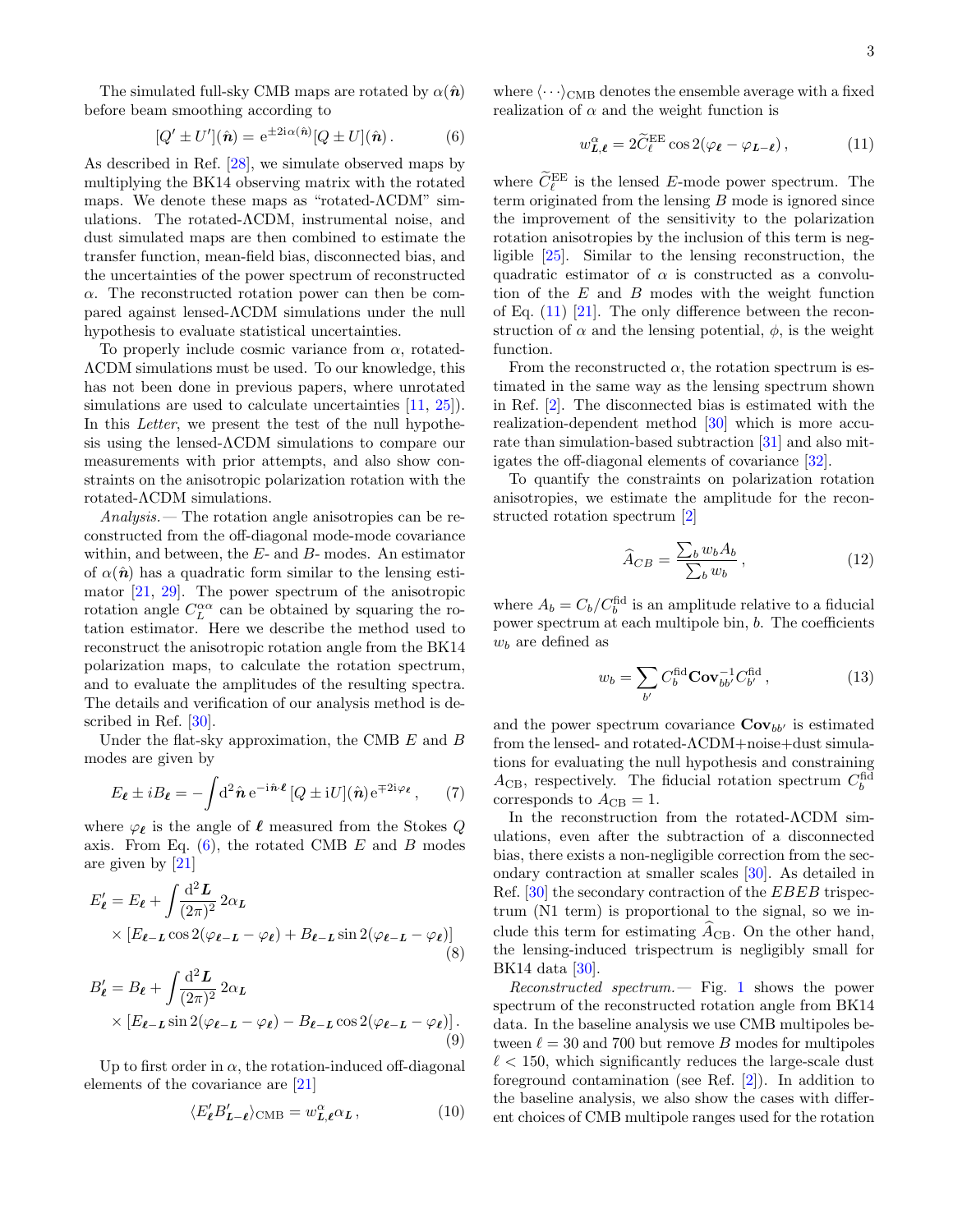The simulated full-sky CMB maps are rotated by $\alpha(\hat{\boldsymbol{n}})$ before beam smoothing according to

$$[Q' \pm U'](\hat{\boldsymbol{n}}) = \mathrm{e}^{\pm 2\mathrm{i}\alpha(\hat{\boldsymbol{n}})}[Q \pm U](\hat{\boldsymbol{n}})\,. \tag{6}$$

As described in Ref. [28], we simulate observed maps by multiplying the BK14 observing matrix with the rotated maps. We denote these maps as "rotated-ΛCDM" simulations. The rotated-ΛCDM, instrumental noise, and dust simulated maps are then combined to estimate the transfer function, mean-field bias, disconnected bias, and the uncertainties of the power spectrum of reconstructed $\alpha$. The reconstructed rotation power can then be compared against lensed-ΛCDM simulations under the null hypothesis to evaluate statistical uncertainties.

To properly include cosmic variance from $\alpha$, rotated-ΛCDM simulations must be used. To our knowledge, this has not been done in previous papers, where unrotated simulations are used to calculate uncertainties [11, 25]). In this *Letter*, we present the test of the null hypothesis using the lensed-ΛCDM simulations to compare our measurements with prior attempts, and also show constraints on the anisotropic polarization rotation with the rotated-ΛCDM simulations.

*Analysis.—* The rotation angle anisotropies can be reconstructed from the off-diagonal mode-mode covariance within, and between, the $E$- and $B$- modes. An estimator of $\alpha(\hat{\boldsymbol{n}})$ has a quadratic form similar to the lensing estimator [21, 29]. The power spectrum of the anisotropic rotation angle $C_L^{\alpha\alpha}$ can be obtained by squaring the rotation estimator. Here we describe the method used to reconstruct the anisotropic rotation angle from the BK14 polarization maps, to calculate the rotation spectrum, and to evaluate the amplitudes of the resulting spectra. The details and verification of our analysis method is described in Ref. [30].

Under the flat-sky approximation, the CMB $E$ and $B$ modes are given by

$$E_{\boldsymbol{\ell}} \pm iB_{\boldsymbol{\ell}} = -\int \mathrm{d}^2\hat{\boldsymbol{n}}\,\mathrm{e}^{-\mathrm{i}\hat{\boldsymbol{n}}\cdot\boldsymbol{\ell}}\,[Q \pm \mathrm{i}U](\hat{\boldsymbol{n}})\,\mathrm{e}^{\mp 2\mathrm{i}\varphi_{\boldsymbol{\ell}}}\,, \tag{7}$$

where $\varphi_{\boldsymbol{\ell}}$ is the angle of $\boldsymbol{\ell}$ measured from the Stokes $Q$ axis. From Eq. (6), the rotated CMB $E$ and $B$ modes are given by [21]

$$E'_{\boldsymbol{\ell}} = E_{\boldsymbol{\ell}} + \int \frac{\mathrm{d}^2\boldsymbol{L}}{(2\pi)^2}\,2\alpha_{\boldsymbol{L}} \times [E_{\boldsymbol{\ell}-\boldsymbol{L}}\cos 2(\varphi_{\boldsymbol{\ell}-\boldsymbol{L}} - \varphi_{\boldsymbol{\ell}}) + B_{\boldsymbol{\ell}-\boldsymbol{L}}\sin 2(\varphi_{\boldsymbol{\ell}-\boldsymbol{L}} - \varphi_{\boldsymbol{\ell}})] \tag{8}$$

$$B'_{\boldsymbol{\ell}} = B_{\boldsymbol{\ell}} + \int \frac{\mathrm{d}^2\boldsymbol{L}}{(2\pi)^2}\,2\alpha_{\boldsymbol{L}} \times [E_{\boldsymbol{\ell}-\boldsymbol{L}}\sin 2(\varphi_{\boldsymbol{\ell}-\boldsymbol{L}} - \varphi_{\boldsymbol{\ell}}) - B_{\boldsymbol{\ell}-\boldsymbol{L}}\cos 2(\varphi_{\boldsymbol{\ell}-\boldsymbol{L}} - \varphi_{\boldsymbol{\ell}})]\,. \tag{9}$$

Up to first order in $\alpha$, the rotation-induced off-diagonal elements of the covariance are [21]

$$\langle E'_{\boldsymbol{\ell}} B'_{\boldsymbol{L}-\boldsymbol{\ell}}\rangle_{\mathrm{CMB}} = w^{\alpha}_{\boldsymbol{L},\boldsymbol{\ell}}\alpha_{\boldsymbol{L}}\,, \tag{10}$$

where $\langle\cdots\rangle_{\mathrm{CMB}}$ denotes the ensemble average with a fixed realization of $\alpha$ and the weight function is

$$w^{\alpha}_{\boldsymbol{L},\boldsymbol{\ell}} = 2\widetilde{C}^{\mathrm{EE}}_{\ell}\cos 2(\varphi_{\boldsymbol{\ell}} - \varphi_{\boldsymbol{L}-\boldsymbol{\ell}})\,, \tag{11}$$

where $\widetilde{C}^{\mathrm{EE}}_{\ell}$ is the lensed $E$-mode power spectrum. The term originated from the lensing $B$ mode is ignored since the improvement of the sensitivity to the polarization rotation anisotropies by the inclusion of this term is negligible [25]. Similar to the lensing reconstruction, the quadratic estimator of $\alpha$ is constructed as a convolution of the $E$ and $B$ modes with the weight function of Eq. (11) [21]. The only difference between the reconstruction of $\alpha$ and the lensing potential, $\phi$, is the weight function.

From the reconstructed $\alpha$, the rotation spectrum is estimated in the same way as the lensing spectrum shown in Ref. [2]. The disconnected bias is estimated with the realization-dependent method [30] which is more accurate than simulation-based subtraction [31] and also mitigates the off-diagonal elements of covariance [32].

To quantify the constraints on polarization rotation anisotropies, we estimate the amplitude for the reconstructed rotation spectrum [2]

$$\widehat{A}_{CB} = \frac{\sum_b w_b A_b}{\sum_b w_b}\,, \tag{12}$$

where $A_b = C_b/C_b^{\mathrm{fid}}$ is an amplitude relative to a fiducial power spectrum at each multipole bin, $b$. The coefficients $w_b$ are defined as

$$w_b = \sum_{b'} C_b^{\mathrm{fid}}\mathbf{Cov}^{-1}_{bb'}C_{b'}^{\mathrm{fid}}\,, \tag{13}$$

and the power spectrum covariance $\mathbf{Cov}_{bb'}$ is estimated from the lensed- and rotated-ΛCDM+noise+dust simulations for evaluating the null hypothesis and constraining $A_{\mathrm{CB}}$, respectively. The fiducial rotation spectrum $C_b^{\mathrm{fid}}$ corresponds to $A_{\mathrm{CB}} = 1$.

In the reconstruction from the rotated-ΛCDM simulations, even after the subtraction of a disconnected bias, there exists a non-negligible correction from the secondary contraction at smaller scales [30]. As detailed in Ref. [30] the secondary contraction of the $EBEB$ trispectrum (N1 term) is proportional to the signal, so we include this term for estimating $\widehat{A}_{\mathrm{CB}}$. On the other hand, the lensing-induced trispectrum is negligibly small for BK14 data [30].

*Reconstructed spectrum.—* Fig. 1 shows the power spectrum of the reconstructed rotation angle from BK14 data. In the baseline analysis we use CMB multipoles between $\ell = 30$ and $700$ but remove $B$ modes for multipoles $\ell < 150$, which significantly reduces the large-scale dust foreground contamination (see Ref. [2]). In addition to the baseline analysis, we also show the cases with different choices of CMB multipole ranges used for the rotation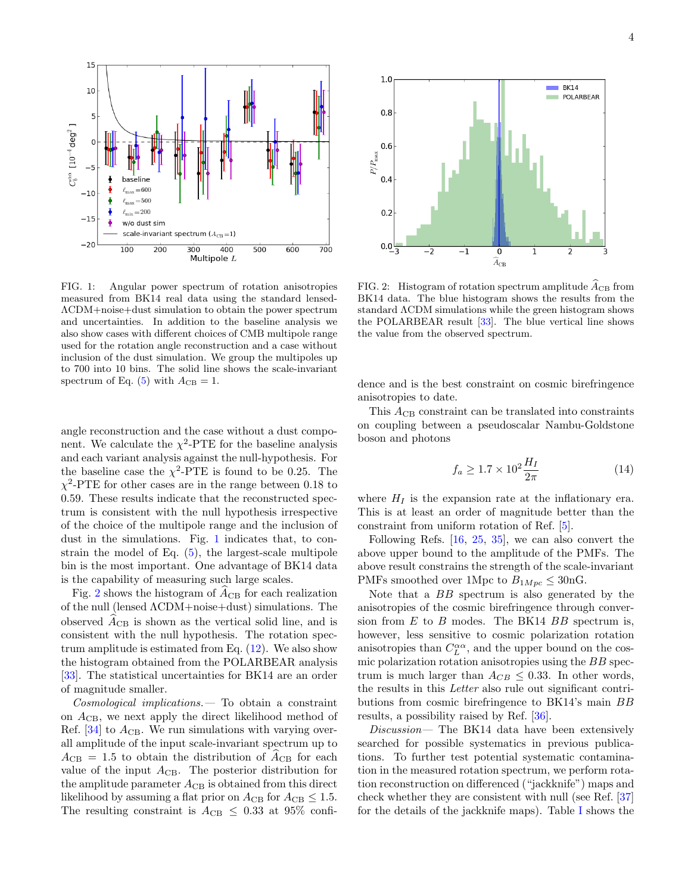FIG. 1: Angular power spectrum of rotation anisotropies measured from BK14 real data using the standard lensed-ΛCDM+noise+dust simulation to obtain the power spectrum and uncertainties. In addition to the baseline analysis we also show cases with different choices of CMB multipole range used for the rotation angle reconstruction and a case without inclusion of the dust simulation. We group the multipoles up to 700 into 10 bins. The solid line shows the scale-invariant spectrum of Eq. (5) with $A_{\rm CB}=1$.

FIG. 2: Histogram of rotation spectrum amplitude $\widehat{A}_{\rm CB}$ from BK14 data. The blue histogram shows the results from the standard ΛCDM simulations while the green histogram shows the POLARBEAR result [33]. The blue vertical line shows the value from the observed spectrum.

angle reconstruction and the case without a dust component. We calculate the $\chi^2$-PTE for the baseline analysis and each variant analysis against the null-hypothesis. For the baseline case the $\chi^2$-PTE is found to be 0.25. The $\chi^2$-PTE for other cases are in the range between 0.18 to 0.59. These results indicate that the reconstructed spectrum is consistent with the null hypothesis irrespective of the choice of the multipole range and the inclusion of dust in the simulations. Fig. 1 indicates that, to constrain the model of Eq. (5), the largest-scale multipole bin is the most important. One advantage of BK14 data is the capability of measuring such large scales.

Fig. 2 shows the histogram of $\widehat{A}_{\rm CB}$ for each realization of the null (lensed ΛCDM+noise+dust) simulations. The observed $\widehat{A}_{\rm CB}$ is shown as the vertical solid line, and is consistent with the null hypothesis. The rotation spectrum amplitude is estimated from Eq. (12). We also show the histogram obtained from the POLARBEAR analysis [33]. The statistical uncertainties for BK14 are an order of magnitude smaller.

*Cosmological implications.*— To obtain a constraint on $A_{\rm CB}$, we next apply the direct likelihood method of Ref. [34] to $A_{\rm CB}$. We run simulations with varying overall amplitude of the input scale-invariant spectrum up to $A_{\rm CB}=1.5$ to obtain the distribution of $\widehat{A}_{\rm CB}$ for each value of the input $A_{\rm CB}$. The posterior distribution for the amplitude parameter $A_{\rm CB}$ is obtained from this direct likelihood by assuming a flat prior on $A_{\rm CB}$ for $A_{\rm CB}\leq 1.5$. The resulting constraint is $A_{\rm CB}\leq 0.33$ at 95% confidence and is the best constraint on cosmic birefringence anisotropies to date.

This $A_{\rm CB}$ constraint can be translated into constraints on coupling between a pseudoscalar Nambu-Goldstone boson and photons

$$f_a \geq 1.7\times 10^2 \frac{H_I}{2\pi} \tag{14}$$

where $H_I$ is the expansion rate at the inflationary era. This is at least an order of magnitude better than the constraint from uniform rotation of Ref. [5].

Following Refs. [16, 25, 35], we can also convert the above upper bound to the amplitude of the PMFs. The above result constrains the strength of the scale-invariant PMFs smoothed over 1Mpc to $B_{1Mpc}\leq 30$nG.

Note that a *BB* spectrum is also generated by the anisotropies of the cosmic birefringence through conversion from *E* to *B* modes. The BK14 *BB* spectrum is, however, less sensitive to cosmic polarization rotation anisotropies than $C_L^{\alpha\alpha}$, and the upper bound on the cosmic polarization rotation anisotropies using the *BB* spectrum is much larger than $A_{CB}\leq 0.33$. In other words, the results in this *Letter* also rule out significant contributions from cosmic birefringence to BK14's main *BB* results, a possibility raised by Ref. [36].

*Discussion*— The BK14 data have been extensively searched for possible systematics in previous publications. To further test potential systematic contamination in the measured rotation spectrum, we perform rotation reconstruction on differenced ("jackknife") maps and check whether they are consistent with null (see Ref. [37] for the details of the jackknife maps). Table I shows the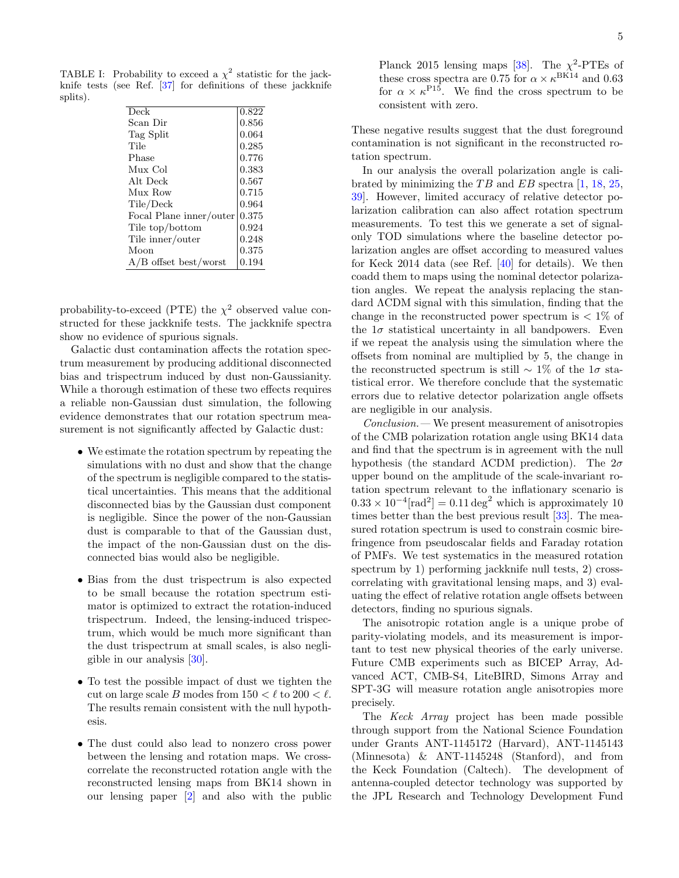TABLE I: Probability to exceed a $\chi^2$ statistic for the jackknife tests (see Ref. [37] for definitions of these jackknife splits).

| | |
|---|---|
| Deck | 0.822 |
| Scan Dir | 0.856 |
| Tag Split | 0.064 |
| Tile | 0.285 |
| Phase | 0.776 |
| Mux Col | 0.383 |
| Alt Deck | 0.567 |
| Mux Row | 0.715 |
| Tile/Deck | 0.964 |
| Focal Plane inner/outer | 0.375 |
| Tile top/bottom | 0.924 |
| Tile inner/outer | 0.248 |
| Moon | 0.375 |
| A/B offset best/worst | 0.194 |

probability-to-exceed (PTE) the $\chi^2$ observed value constructed for these jackknife tests. The jackknife spectra show no evidence of spurious signals.

Galactic dust contamination affects the rotation spectrum measurement by producing additional disconnected bias and trispectrum induced by dust non-Gaussianity. While a thorough estimation of these two effects requires a reliable non-Gaussian dust simulation, the following evidence demonstrates that our rotation spectrum measurement is not significantly affected by Galactic dust:

- We estimate the rotation spectrum by repeating the simulations with no dust and show that the change of the spectrum is negligible compared to the statistical uncertainties. This means that the additional disconnected bias by the Gaussian dust component is negligible. Since the power of the non-Gaussian dust is comparable to that of the Gaussian dust, the impact of the non-Gaussian dust on the disconnected bias would also be negligible.
- Bias from the dust trispectrum is also expected to be small because the rotation spectrum estimator is optimized to extract the rotation-induced trispectrum. Indeed, the lensing-induced trispectrum, which would be much more significant than the dust trispectrum at small scales, is also negligible in our analysis [30].
- To test the possible impact of dust we tighten the cut on large scale $B$ modes from $150 < \ell$ to $200 < \ell$. The results remain consistent with the null hypothesis.
- The dust could also lead to nonzero cross power between the lensing and rotation maps. We cross-correlate the reconstructed rotation angle with the reconstructed lensing maps from BK14 shown in our lensing paper [2] and also with the public Planck 2015 lensing maps [38]. The $\chi^2$-PTEs of these cross spectra are 0.75 for $\alpha \times \kappa^{\rm BK14}$ and 0.63 for $\alpha \times \kappa^{\rm P15}$. We find the cross spectrum to be consistent with zero.

These negative results suggest that the dust foreground contamination is not significant in the reconstructed rotation spectrum.

In our analysis the overall polarization angle is calibrated by minimizing the $TB$ and $EB$ spectra [1, 18, 25, 39]. However, limited accuracy of relative detector polarization calibration can also affect rotation spectrum measurements. To test this we generate a set of signal-only TOD simulations where the baseline detector polarization angles are offset according to measured values for Keck 2014 data (see Ref. [40] for details). We then coadd them to maps using the nominal detector polarization angles. We repeat the analysis replacing the standard ΛCDM signal with this simulation, finding that the change in the reconstructed power spectrum is $< 1\%$ of the $1\sigma$ statistical uncertainty in all bandpowers. Even if we repeat the analysis using the simulation where the offsets from nominal are multiplied by 5, the change in the reconstructed spectrum is still $\sim 1\%$ of the $1\sigma$ statistical error. We therefore conclude that the systematic errors due to relative detector polarization angle offsets are negligible in our analysis.

*Conclusion.*— We present measurement of anisotropies of the CMB polarization rotation angle using BK14 data and find that the spectrum is in agreement with the null hypothesis (the standard ΛCDM prediction). The $2\sigma$ upper bound on the amplitude of the scale-invariant rotation spectrum relevant to the inflationary scenario is $0.33 \times 10^{-4}[\mathrm{rad}^2] = 0.11\,\mathrm{deg}^2$ which is approximately 10 times better than the best previous result [33]. The measured rotation spectrum is used to constrain cosmic birefringence from pseudoscalar fields and Faraday rotation of PMFs. We test systematics in the measured rotation spectrum by 1) performing jackknife null tests, 2) cross-correlating with gravitational lensing maps, and 3) evaluating the effect of relative rotation angle offsets between detectors, finding no spurious signals.

The anisotropic rotation angle is a unique probe of parity-violating models, and its measurement is important to test new physical theories of the early universe. Future CMB experiments such as BICEP Array, Advanced ACT, CMB-S4, LiteBIRD, Simons Array and SPT-3G will measure rotation angle anisotropies more precisely.

The *Keck Array* project has been made possible through support from the National Science Foundation under Grants ANT-1145172 (Harvard), ANT-1145143 (Minnesota) & ANT-1145248 (Stanford), and from the Keck Foundation (Caltech). The development of antenna-coupled detector technology was supported by the JPL Research and Technology Development Fund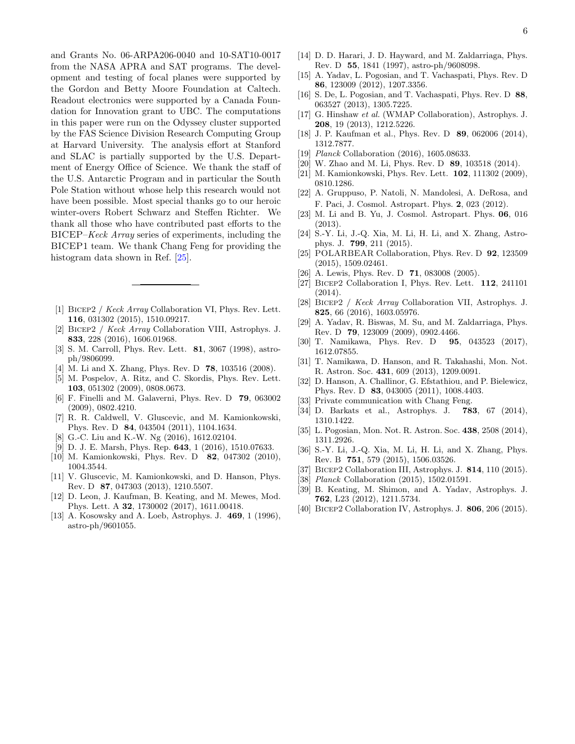and Grants No. 06-ARPA206-0040 and 10-SAT10-0017 from the NASA APRA and SAT programs. The development and testing of focal planes were supported by the Gordon and Betty Moore Foundation at Caltech. Readout electronics were supported by a Canada Foundation for Innovation grant to UBC. The computations in this paper were run on the Odyssey cluster supported by the FAS Science Division Research Computing Group at Harvard University. The analysis effort at Stanford and SLAC is partially supported by the U.S. Department of Energy Office of Science. We thank the staff of the U.S. Antarctic Program and in particular the South Pole Station without whose help this research would not have been possible. Most special thanks go to our heroic winter-overs Robert Schwarz and Steffen Richter. We thank all those who have contributed past efforts to the BICEP–*Keck Array* series of experiments, including the BICEP1 team. We thank Chang Feng for providing the histogram data shown in Ref. [25].

---

[1] BICEP2 / *Keck Array* Collaboration VI, Phys. Rev. Lett. **116**, 031302 (2015), 1510.09217.

[2] BICEP2 / *Keck Array* Collaboration VIII, Astrophys. J. **833**, 228 (2016), 1606.01968.

[3] S. M. Carroll, Phys. Rev. Lett. **81**, 3067 (1998), astro-ph/9806099.

[4] M. Li and X. Zhang, Phys. Rev. D **78**, 103516 (2008).

[5] M. Pospelov, A. Ritz, and C. Skordis, Phys. Rev. Lett. **103**, 051302 (2009), 0808.0673.

[6] F. Finelli and M. Galaverni, Phys. Rev. D **79**, 063002 (2009), 0802.4210.

[7] R. R. Caldwell, V. Gluscevic, and M. Kamionkowski, Phys. Rev. D **84**, 043504 (2011), 1104.1634.

[8] G.-C. Liu and K.-W. Ng (2016), 1612.02104.

[9] D. J. E. Marsh, Phys. Rep. **643**, 1 (2016), 1510.07633.

[10] M. Kamionkowski, Phys. Rev. D **82**, 047302 (2010), 1004.3544.

[11] V. Gluscevic, M. Kamionkowski, and D. Hanson, Phys. Rev. D **87**, 047303 (2013), 1210.5507.

[12] D. Leon, J. Kaufman, B. Keating, and M. Mewes, Mod. Phys. Lett. A **32**, 1730002 (2017), 1611.00418.

[13] A. Kosowsky and A. Loeb, Astrophys. J. **469**, 1 (1996), astro-ph/9601055.

[14] D. D. Harari, J. D. Hayward, and M. Zaldarriaga, Phys. Rev. D **55**, 1841 (1997), astro-ph/9608098.

[15] A. Yadav, L. Pogosian, and T. Vachaspati, Phys. Rev. D **86**, 123009 (2012), 1207.3356.

[16] S. De, L. Pogosian, and T. Vachaspati, Phys. Rev. D **88**, 063527 (2013), 1305.7225.

[17] G. Hinshaw *et al.* (WMAP Collaboration), Astrophys. J. **208**, 19 (2013), 1212.5226.

[18] J. P. Kaufman et al., Phys. Rev. D **89**, 062006 (2014), 1312.7877.

[19] *Planck* Collaboration (2016), 1605.08633.

[20] W. Zhao and M. Li, Phys. Rev. D **89**, 103518 (2014).

[21] M. Kamionkowski, Phys. Rev. Lett. **102**, 111302 (2009), 0810.1286.

[22] A. Gruppuso, P. Natoli, N. Mandolesi, A. DeRosa, and F. Paci, J. Cosmol. Astropart. Phys. **2**, 023 (2012).

[23] M. Li and B. Yu, J. Cosmol. Astropart. Phys. **06**, 016 (2013).

[24] S.-Y. Li, J.-Q. Xia, M. Li, H. Li, and X. Zhang, Astrophys. J. **799**, 211 (2015).

[25] POLARBEAR Collaboration, Phys. Rev. D **92**, 123509 (2015), 1509.02461.

[26] A. Lewis, Phys. Rev. D **71**, 083008 (2005).

[27] BICEP2 Collaboration I, Phys. Rev. Lett. **112**, 241101 (2014).

[28] BICEP2 / *Keck Array* Collaboration VII, Astrophys. J. **825**, 66 (2016), 1603.05976.

[29] A. Yadav, R. Biswas, M. Su, and M. Zaldarriaga, Phys. Rev. D **79**, 123009 (2009), 0902.4466.

[30] T. Namikawa, Phys. Rev. D **95**, 043523 (2017), 1612.07855.

[31] T. Namikawa, D. Hanson, and R. Takahashi, Mon. Not. R. Astron. Soc. **431**, 609 (2013), 1209.0091.

[32] D. Hanson, A. Challinor, G. Efstathiou, and P. Bielewicz, Phys. Rev. D **83**, 043005 (2011), 1008.4403.

[33] Private communication with Chang Feng.

[34] D. Barkats et al., Astrophys. J. **783**, 67 (2014), 1310.1422.

[35] L. Pogosian, Mon. Not. R. Astron. Soc. **438**, 2508 (2014), 1311.2926.

[36] S.-Y. Li, J.-Q. Xia, M. Li, H. Li, and X. Zhang, Phys. Rev. B **751**, 579 (2015), 1506.03526.

[37] BICEP2 Collaboration III, Astrophys. J. **814**, 110 (2015).

[38] *Planck* Collaboration (2015), 1502.01591.

[39] B. Keating, M. Shimon, and A. Yadav, Astrophys. J. **762**, L23 (2012), 1211.5734.

[40] BICEP2 Collaboration IV, Astrophys. J. **806**, 206 (2015).